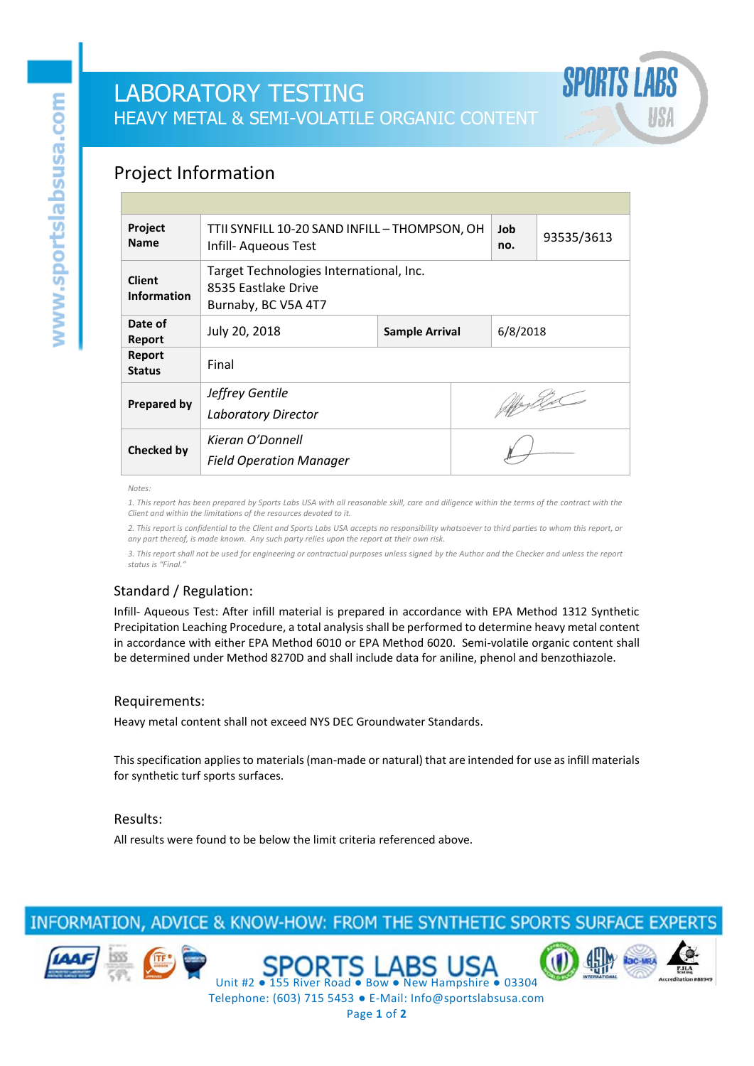# LABORATORY TESTING

## HEAVY METAL & SEMI-VOLATILE ORGANIC CONTENT

## Project Information

| | | | |
|---|---|---|---|
| **Project Name** | TTII SYNFILL 10-20 SAND INFILL – THOMPSON, OH<br>Infill- Aqueous Test | **Job no.** | 93535/3613 |
| **Client Information** | Target Technologies International, Inc.<br>8535 Eastlake Drive<br>Burnaby, BC V5A 4T7 | | |
| **Date of Report** | July 20, 2018 | **Sample Arrival** | 6/8/2018 |
| **Report Status** | Final | | |
| **Prepared by** | *Jeffrey Gentile*<br>*Laboratory Director* | | |
| **Checked by** | *Kieran O'Donnell*<br>*Field Operation Manager* | | |

*Notes:*

*1. This report has been prepared by Sports Labs USA with all reasonable skill, care and diligence within the terms of the contract with the Client and within the limitations of the resources devoted to it.*

*2. This report is confidential to the Client and Sports Labs USA accepts no responsibility whatsoever to third parties to whom this report, or any part thereof, is made known. Any such party relies upon the report at their own risk.*

*3. This report shall not be used for engineering or contractual purposes unless signed by the Author and the Checker and unless the report status is "Final."*

## Standard / Regulation:

Infill- Aqueous Test: After infill material is prepared in accordance with EPA Method 1312 Synthetic Precipitation Leaching Procedure, a total analysis shall be performed to determine heavy metal content in accordance with either EPA Method 6010 or EPA Method 6020. Semi-volatile organic content shall be determined under Method 8270D and shall include data for aniline, phenol and benzothiazole.

## Requirements:

Heavy metal content shall not exceed NYS DEC Groundwater Standards.

This specification applies to materials (man-made or natural) that are intended for use as infill materials for synthetic turf sports surfaces.

## Results:

All results were found to be below the limit criteria referenced above.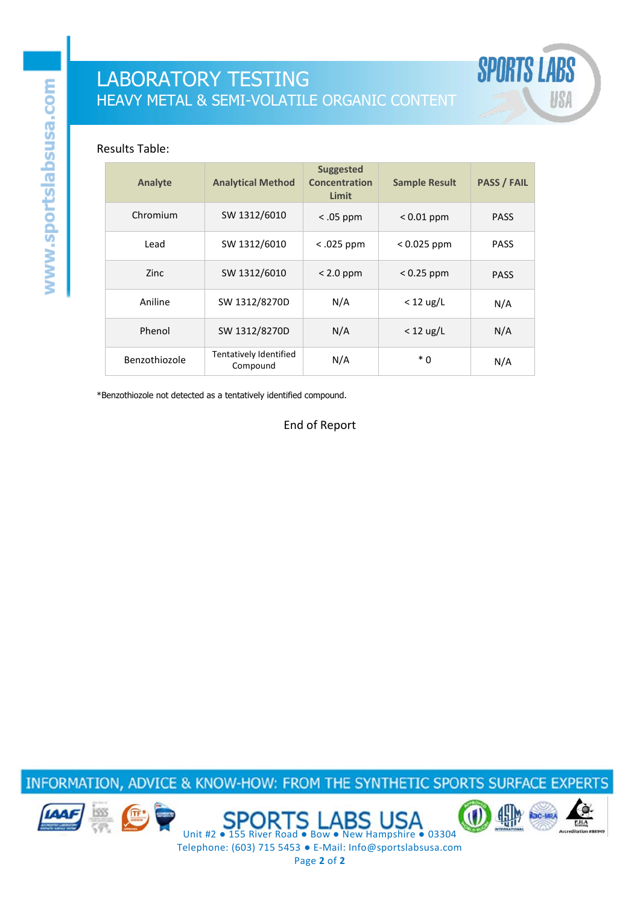# LABORATORY TESTING

## HEAVY METAL & SEMI-VOLATILE ORGANIC CONTENT

Results Table:

| Analyte | Analytical Method | Suggested Concentration Limit | Sample Result | PASS / FAIL |
|---|---|---|---|---|
| Chromium | SW 1312/6010 | < .05 ppm | < 0.01 ppm | PASS |
| Lead | SW 1312/6010 | < .025 ppm | < 0.025 ppm | PASS |
| Zinc | SW 1312/6010 | < 2.0 ppm | < 0.25 ppm | PASS |
| Aniline | SW 1312/8270D | N/A | < 12 ug/L | N/A |
| Phenol | SW 1312/8270D | N/A | < 12 ug/L | N/A |
| Benzothiozole | Tentatively Identified Compound | N/A | * 0 | N/A |

*Benzothiozole not detected as a tentatively identified compound.

End of Report

INFORMATION, ADVICE & KNOW-HOW: FROM THE SYNTHETIC SPORTS SURFACE EXPERTS

SPORTS LABS USA

Unit #2 ● 155 River Road ● Bow ● New Hampshire ● 03304

Telephone: (603) 715 5453 ● E-Mail: Info@sportslabsusa.com